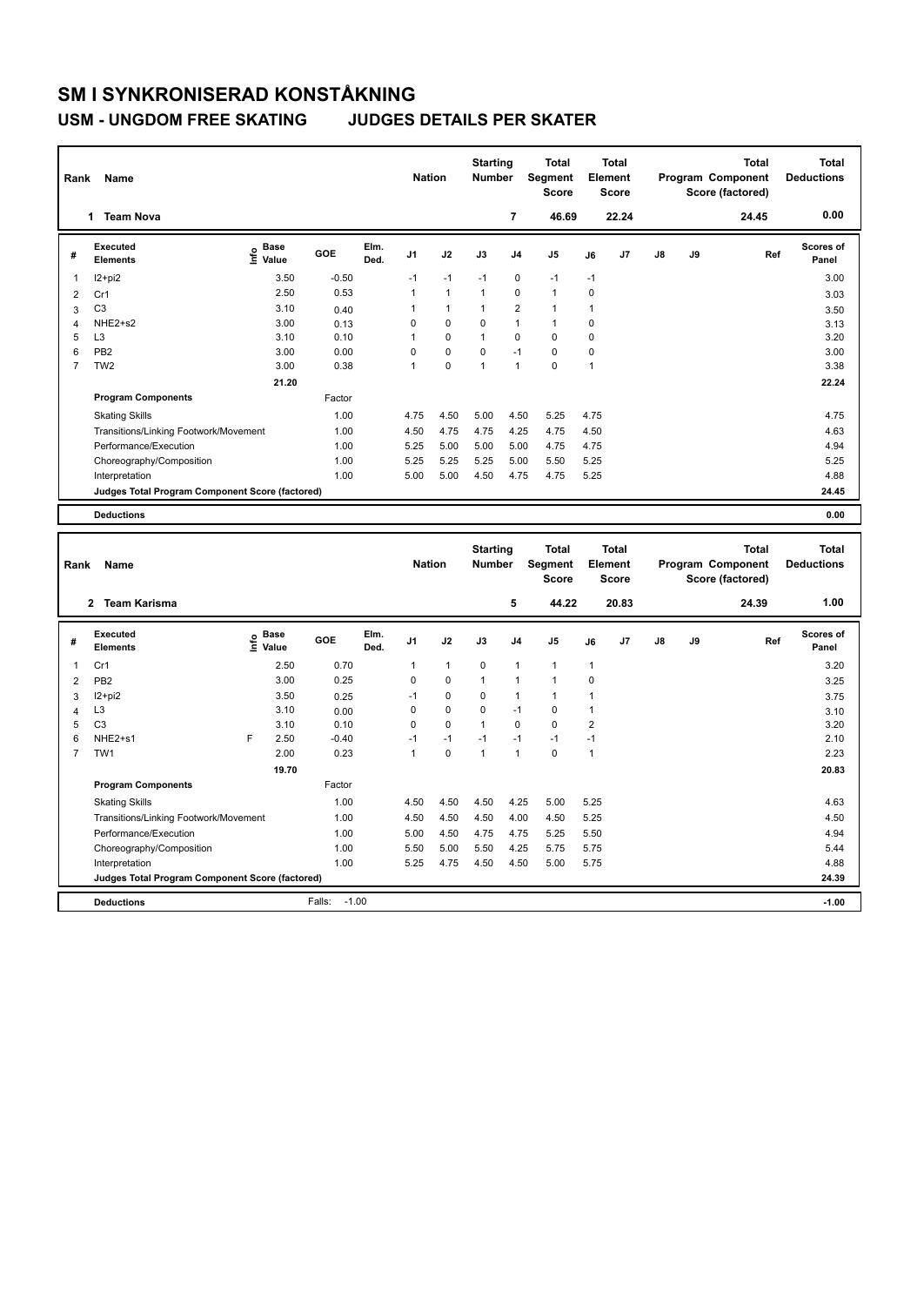# SM I SYNKRONISERAD KONSTÅKNING

## USM - UNGDOM FREE SKATING JUDGES DETAILS PER SKATER

| Rank | Name | Nation | Starting Number | Total Segment Score | Total Element Score | Total Program Component Score (factored) | Total Deductions |
|---|---|---|---|---|---|---|---|
| 1 | Team Nova | | 7 | 46.69 | 22.24 | 24.45 | 0.00 |

| # | Executed Elements | Info | Base Value | GOE | Elm. Ded. | J1 | J2 | J3 | J4 | J5 | J6 | J7 | J8 | J9 | Ref | Scores of Panel |
|---|---|---|---|---|---|---|---|---|---|---|---|---|---|---|---|---|
| 1 | I2+pi2 | | 3.50 | -0.50 | | -1 | -1 | -1 | 0 | -1 | -1 | | | | | 3.00 |
| 2 | Cr1 | | 2.50 | 0.53 | | 1 | 1 | 1 | 0 | 1 | 0 | | | | | 3.03 |
| 3 | C3 | | 3.10 | 0.40 | | 1 | 1 | 1 | 2 | 1 | 1 | | | | | 3.50 |
| 4 | NHE2+s2 | | 3.00 | 0.13 | | 0 | 0 | 0 | 1 | 1 | 0 | | | | | 3.13 |
| 5 | L3 | | 3.10 | 0.10 | | 1 | 0 | 1 | 0 | 0 | 0 | | | | | 3.20 |
| 6 | PB2 | | 3.00 | 0.00 | | 0 | 0 | 0 | -1 | 0 | 0 | | | | | 3.00 |
| 7 | TW2 | | 3.00 | 0.38 | | 1 | 0 | 1 | 1 | 0 | 1 | | | | | 3.38 |
| | | | 21.20 | | | | | | | | | | | | | 22.24 |

| Program Components | Factor | J1 | J2 | J3 | J4 | J5 | J6 | J7 | J8 | J9 | Scores of Panel |
|---|---|---|---|---|---|---|---|---|---|---|---|
| Skating Skills | 1.00 | 4.75 | 4.50 | 5.00 | 4.50 | 5.25 | 4.75 | | | | 4.75 |
| Transitions/Linking Footwork/Movement | 1.00 | 4.50 | 4.75 | 4.75 | 4.25 | 4.75 | 4.50 | | | | 4.63 |
| Performance/Execution | 1.00 | 5.25 | 5.00 | 5.00 | 5.00 | 4.75 | 4.75 | | | | 4.94 |
| Choreography/Composition | 1.00 | 5.25 | 5.25 | 5.25 | 5.00 | 5.50 | 5.25 | | | | 5.25 |
| Interpretation | 1.00 | 5.00 | 5.00 | 4.50 | 4.75 | 4.75 | 5.25 | | | | 4.88 |
| Judges Total Program Component Score (factored) | | | | | | | | | | | 24.45 |

| Deductions | | 0.00 |
|---|---|---|

| Rank | Name | Nation | Starting Number | Total Segment Score | Total Element Score | Total Program Component Score (factored) | Total Deductions |
|---|---|---|---|---|---|---|---|
| 2 | Team Karisma | | 5 | 44.22 | 20.83 | 24.39 | 1.00 |

| # | Executed Elements | Info | Base Value | GOE | Elm. Ded. | J1 | J2 | J3 | J4 | J5 | J6 | J7 | J8 | J9 | Ref | Scores of Panel |
|---|---|---|---|---|---|---|---|---|---|---|---|---|---|---|---|---|
| 1 | Cr1 | | 2.50 | 0.70 | | 1 | 1 | 0 | 1 | 1 | 1 | | | | | 3.20 |
| 2 | PB2 | | 3.00 | 0.25 | | 0 | 0 | 1 | 1 | 1 | 0 | | | | | 3.25 |
| 3 | I2+pi2 | | 3.50 | 0.25 | | -1 | 0 | 0 | 1 | 1 | 1 | | | | | 3.75 |
| 4 | L3 | | 3.10 | 0.00 | | 0 | 0 | 0 | -1 | 0 | 1 | | | | | 3.10 |
| 5 | C3 | | 3.10 | 0.10 | | 0 | 0 | 1 | 0 | 0 | 2 | | | | | 3.20 |
| 6 | NHE2+s1 | F | 2.50 | -0.40 | | -1 | -1 | -1 | -1 | -1 | -1 | | | | | 2.10 |
| 7 | TW1 | | 2.00 | 0.23 | | 1 | 0 | 1 | 1 | 0 | 1 | | | | | 2.23 |
| | | | 19.70 | | | | | | | | | | | | | 20.83 |

| Program Components | Factor | J1 | J2 | J3 | J4 | J5 | J6 | J7 | J8 | J9 | Scores of Panel |
|---|---|---|---|---|---|---|---|---|---|---|---|
| Skating Skills | 1.00 | 4.50 | 4.50 | 4.50 | 4.25 | 5.00 | 5.25 | | | | 4.63 |
| Transitions/Linking Footwork/Movement | 1.00 | 4.50 | 4.50 | 4.50 | 4.00 | 4.50 | 5.25 | | | | 4.50 |
| Performance/Execution | 1.00 | 5.00 | 4.50 | 4.75 | 4.75 | 5.25 | 5.50 | | | | 4.94 |
| Choreography/Composition | 1.00 | 5.50 | 5.00 | 5.50 | 4.25 | 5.75 | 5.75 | | | | 5.44 |
| Interpretation | 1.00 | 5.25 | 4.75 | 4.50 | 4.50 | 5.00 | 5.75 | | | | 4.88 |
| Judges Total Program Component Score (factored) | | | | | | | | | | | 24.39 |

| Deductions | Falls: -1.00 | -1.00 |
|---|---|---|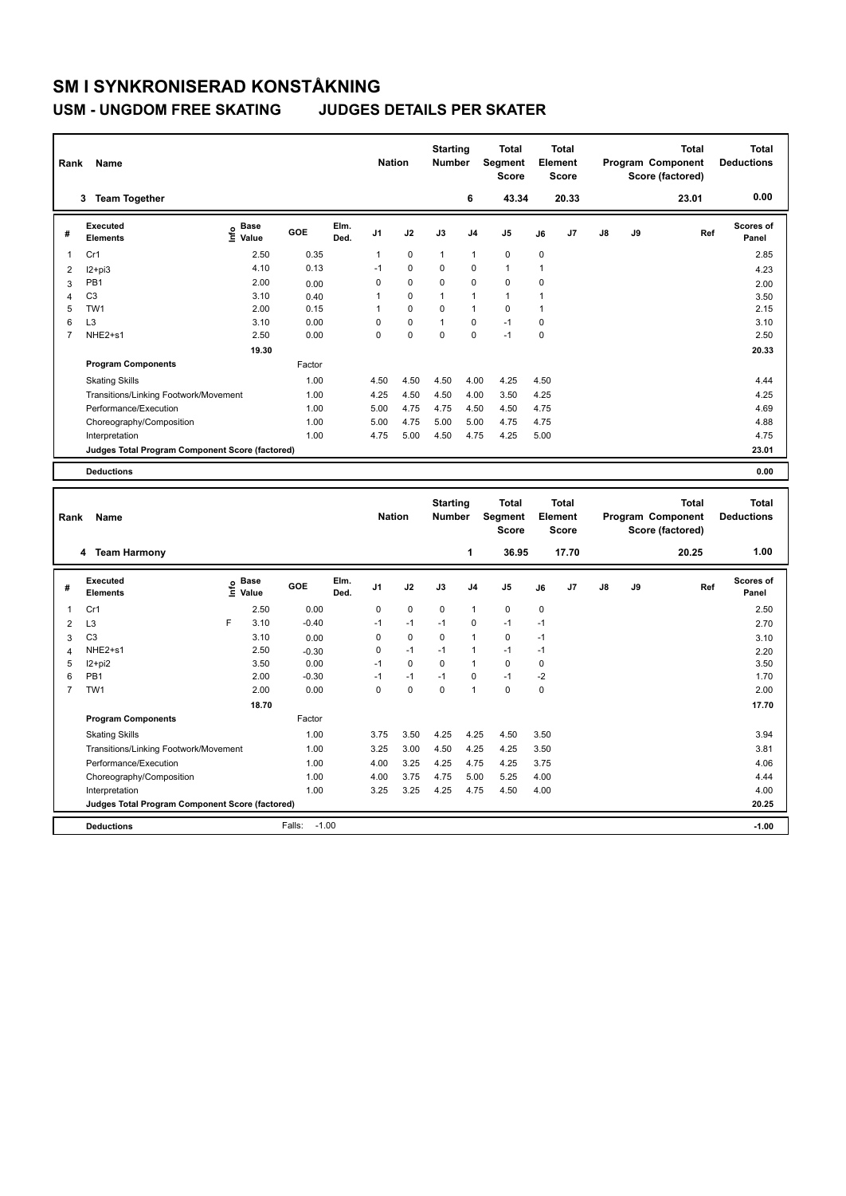# SM I SYNKRONISERAD KONSTÅKNING

## USM - UNGDOM FREE SKATING JUDGES DETAILS PER SKATER

| Rank | Name | Nation | Starting Number | Total Segment Score | Total Element Score | Total Program Component Score (factored) | Total Deductions |
|---|---|---|---|---|---|---|---|
| 3 | Team Together | | 6 | 43.34 | 20.33 | 23.01 | 0.00 |

| # | Executed Elements | Info | Base Value | GOE | Elm. Ded. | J1 | J2 | J3 | J4 | J5 | J6 | J7 | J8 | J9 | Ref | Scores of Panel |
|---|---|---|---|---|---|---|---|---|---|---|---|---|---|---|---|---|
| 1 | Cr1 | | 2.50 | 0.35 | | 1 | 0 | 1 | 1 | 0 | 0 | | | | | 2.85 |
| 2 | I2+pi3 | | 4.10 | 0.13 | | -1 | 0 | 0 | 0 | 1 | 1 | | | | | 4.23 |
| 3 | PB1 | | 2.00 | 0.00 | | 0 | 0 | 0 | 0 | 0 | 0 | | | | | 2.00 |
| 4 | C3 | | 3.10 | 0.40 | | 1 | 0 | 1 | 1 | 1 | 1 | | | | | 3.50 |
| 5 | TW1 | | 2.00 | 0.15 | | 1 | 0 | 0 | 1 | 0 | 1 | | | | | 2.15 |
| 6 | L3 | | 3.10 | 0.00 | | 0 | 0 | 1 | 0 | -1 | 0 | | | | | 3.10 |
| 7 | NHE2+s1 | | 2.50 | 0.00 | | 0 | 0 | 0 | 0 | -1 | 0 | | | | | 2.50 |
| | | | 19.30 | | | | | | | | | | | | | 20.33 |
| | **Program Components** | | | Factor | | | | | | | | | | | | |
| | Skating Skills | | | 1.00 | | 4.50 | 4.50 | 4.50 | 4.00 | 4.25 | 4.50 | | | | | 4.44 |
| | Transitions/Linking Footwork/Movement | | | 1.00 | | 4.25 | 4.50 | 4.50 | 4.00 | 3.50 | 4.25 | | | | | 4.25 |
| | Performance/Execution | | | 1.00 | | 5.00 | 4.75 | 4.75 | 4.50 | 4.50 | 4.75 | | | | | 4.69 |
| | Choreography/Composition | | | 1.00 | | 5.00 | 4.75 | 5.00 | 5.00 | 4.75 | 4.75 | | | | | 4.88 |
| | Interpretation | | | 1.00 | | 4.75 | 5.00 | 4.50 | 4.75 | 4.25 | 5.00 | | | | | 4.75 |
| | Judges Total Program Component Score (factored) | | | | | | | | | | | | | | | 23.01 |
| | **Deductions** | | | | | | | | | | | | | | | 0.00 |

| Rank | Name | Nation | Starting Number | Total Segment Score | Total Element Score | Total Program Component Score (factored) | Total Deductions |
|---|---|---|---|---|---|---|---|
| 4 | Team Harmony | | 1 | 36.95 | 17.70 | 20.25 | 1.00 |

| # | Executed Elements | Info | Base Value | GOE | Elm. Ded. | J1 | J2 | J3 | J4 | J5 | J6 | J7 | J8 | J9 | Ref | Scores of Panel |
|---|---|---|---|---|---|---|---|---|---|---|---|---|---|---|---|---|
| 1 | Cr1 | | 2.50 | 0.00 | | 0 | 0 | 0 | 1 | 0 | 0 | | | | | 2.50 |
| 2 | L3 | F | 3.10 | -0.40 | | -1 | -1 | -1 | 0 | -1 | -1 | | | | | 2.70 |
| 3 | C3 | | 3.10 | 0.00 | | 0 | 0 | 0 | 1 | 0 | -1 | | | | | 3.10 |
| 4 | NHE2+s1 | | 2.50 | -0.30 | | 0 | -1 | -1 | 1 | -1 | -1 | | | | | 2.20 |
| 5 | I2+pi2 | | 3.50 | 0.00 | | -1 | 0 | 0 | 1 | 0 | 0 | | | | | 3.50 |
| 6 | PB1 | | 2.00 | -0.30 | | -1 | -1 | -1 | 0 | -1 | -2 | | | | | 1.70 |
| 7 | TW1 | | 2.00 | 0.00 | | 0 | 0 | 0 | 1 | 0 | 0 | | | | | 2.00 |
| | | | 18.70 | | | | | | | | | | | | | 17.70 |
| | **Program Components** | | | Factor | | | | | | | | | | | | |
| | Skating Skills | | | 1.00 | | 3.75 | 3.50 | 4.25 | 4.25 | 4.50 | 3.50 | | | | | 3.94 |
| | Transitions/Linking Footwork/Movement | | | 1.00 | | 3.25 | 3.00 | 4.50 | 4.25 | 4.25 | 3.50 | | | | | 3.81 |
| | Performance/Execution | | | 1.00 | | 4.00 | 3.25 | 4.25 | 4.75 | 4.25 | 3.75 | | | | | 4.06 |
| | Choreography/Composition | | | 1.00 | | 4.00 | 3.75 | 4.75 | 5.00 | 5.25 | 4.00 | | | | | 4.44 |
| | Interpretation | | | 1.00 | | 3.25 | 3.25 | 4.25 | 4.75 | 4.50 | 4.00 | | | | | 4.00 |
| | Judges Total Program Component Score (factored) | | | | | | | | | | | | | | | 20.25 |
| | **Deductions** | | | Falls: -1.00 | | | | | | | | | | | | -1.00 |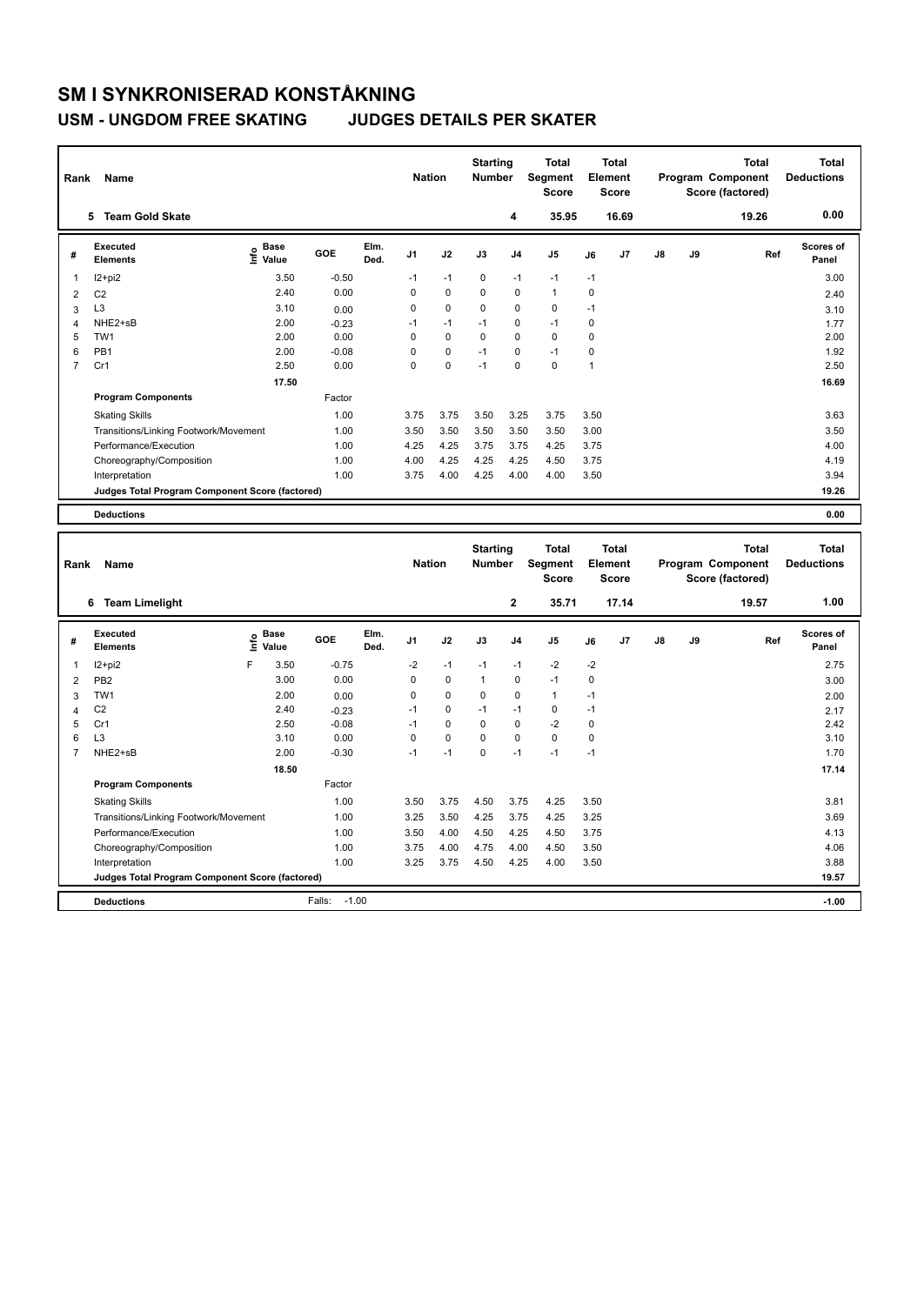# SM I SYNKRONISERAD KONSTÅKNING

## USM - UNGDOM FREE SKATING JUDGES DETAILS PER SKATER

| Rank | Name | Nation | Starting Number | Total Segment Score | Total Element Score | Total Program Component Score (factored) | Total Deductions |
|---|---|---|---|---|---|---|---|
| 5 | Team Gold Skate | | 4 | 35.95 | 16.69 | 19.26 | 0.00 |

| # | Executed Elements | Info | Base Value | GOE | Elm. Ded. | J1 | J2 | J3 | J4 | J5 | J6 | J7 | J8 | J9 | Ref | Scores of Panel |
|---|---|---|---|---|---|---|---|---|---|---|---|---|---|---|---|---|
| 1 | I2+pi2 | | 3.50 | -0.50 | | -1 | -1 | 0 | -1 | -1 | -1 | | | | | 3.00 |
| 2 | C2 | | 2.40 | 0.00 | | 0 | 0 | 0 | 0 | 1 | 0 | | | | | 2.40 |
| 3 | L3 | | 3.10 | 0.00 | | 0 | 0 | 0 | 0 | 0 | -1 | | | | | 3.10 |
| 4 | NHE2+sB | | 2.00 | -0.23 | | -1 | -1 | -1 | 0 | -1 | 0 | | | | | 1.77 |
| 5 | TW1 | | 2.00 | 0.00 | | 0 | 0 | 0 | 0 | 0 | 0 | | | | | 2.00 |
| 6 | PB1 | | 2.00 | -0.08 | | 0 | 0 | -1 | 0 | -1 | 0 | | | | | 1.92 |
| 7 | Cr1 | | 2.50 | 0.00 | | 0 | 0 | -1 | 0 | 0 | 1 | | | | | 2.50 |
| | | | 17.50 | | | | | | | | | | | | | 16.69 |
| | **Program Components** | | | Factor | | | | | | | | | | | | |
| | Skating Skills | | | 1.00 | | 3.75 | 3.75 | 3.50 | 3.25 | 3.75 | 3.50 | | | | | 3.63 |
| | Transitions/Linking Footwork/Movement | | | 1.00 | | 3.50 | 3.50 | 3.50 | 3.50 | 3.50 | 3.00 | | | | | 3.50 |
| | Performance/Execution | | | 1.00 | | 4.25 | 4.25 | 3.75 | 3.75 | 4.25 | 3.75 | | | | | 4.00 |
| | Choreography/Composition | | | 1.00 | | 4.00 | 4.25 | 4.25 | 4.25 | 4.50 | 3.75 | | | | | 4.19 |
| | Interpretation | | | 1.00 | | 3.75 | 4.00 | 4.25 | 4.00 | 4.00 | 3.50 | | | | | 3.94 |
| | **Judges Total Program Component Score (factored)** | | | | | | | | | | | | | | | 19.26 |
| | **Deductions** | | | | | | | | | | | | | | | 0.00 |

| Rank | Name | Nation | Starting Number | Total Segment Score | Total Element Score | Total Program Component Score (factored) | Total Deductions |
|---|---|---|---|---|---|---|---|
| 6 | Team Limelight | | 2 | 35.71 | 17.14 | 19.57 | 1.00 |

| # | Executed Elements | Info | Base Value | GOE | Elm. Ded. | J1 | J2 | J3 | J4 | J5 | J6 | J7 | J8 | J9 | Ref | Scores of Panel |
|---|---|---|---|---|---|---|---|---|---|---|---|---|---|---|---|---|
| 1 | I2+pi2 | F | 3.50 | -0.75 | | -2 | -1 | -1 | -1 | -2 | -2 | | | | | 2.75 |
| 2 | PB2 | | 3.00 | 0.00 | | 0 | 0 | 1 | 0 | -1 | 0 | | | | | 3.00 |
| 3 | TW1 | | 2.00 | 0.00 | | 0 | 0 | 0 | 0 | 1 | -1 | | | | | 2.00 |
| 4 | C2 | | 2.40 | -0.23 | | -1 | 0 | -1 | -1 | 0 | -1 | | | | | 2.17 |
| 5 | Cr1 | | 2.50 | -0.08 | | -1 | 0 | 0 | 0 | -2 | 0 | | | | | 2.42 |
| 6 | L3 | | 3.10 | 0.00 | | 0 | 0 | 0 | 0 | 0 | 0 | | | | | 3.10 |
| 7 | NHE2+sB | | 2.00 | -0.30 | | -1 | -1 | 0 | -1 | -1 | -1 | | | | | 1.70 |
| | | | 18.50 | | | | | | | | | | | | | 17.14 |
| | **Program Components** | | | Factor | | | | | | | | | | | | |
| | Skating Skills | | | 1.00 | | 3.50 | 3.75 | 4.50 | 3.75 | 4.25 | 3.50 | | | | | 3.81 |
| | Transitions/Linking Footwork/Movement | | | 1.00 | | 3.25 | 3.50 | 4.25 | 3.75 | 4.25 | 3.25 | | | | | 3.69 |
| | Performance/Execution | | | 1.00 | | 3.50 | 4.00 | 4.50 | 4.25 | 4.50 | 3.75 | | | | | 4.13 |
| | Choreography/Composition | | | 1.00 | | 3.75 | 4.00 | 4.75 | 4.00 | 4.50 | 3.50 | | | | | 4.06 |
| | Interpretation | | | 1.00 | | 3.25 | 3.75 | 4.50 | 4.25 | 4.00 | 3.50 | | | | | 3.88 |
| | **Judges Total Program Component Score (factored)** | | | | | | | | | | | | | | | 19.57 |
| | **Deductions** | | | Falls: -1.00 | | | | | | | | | | | | -1.00 |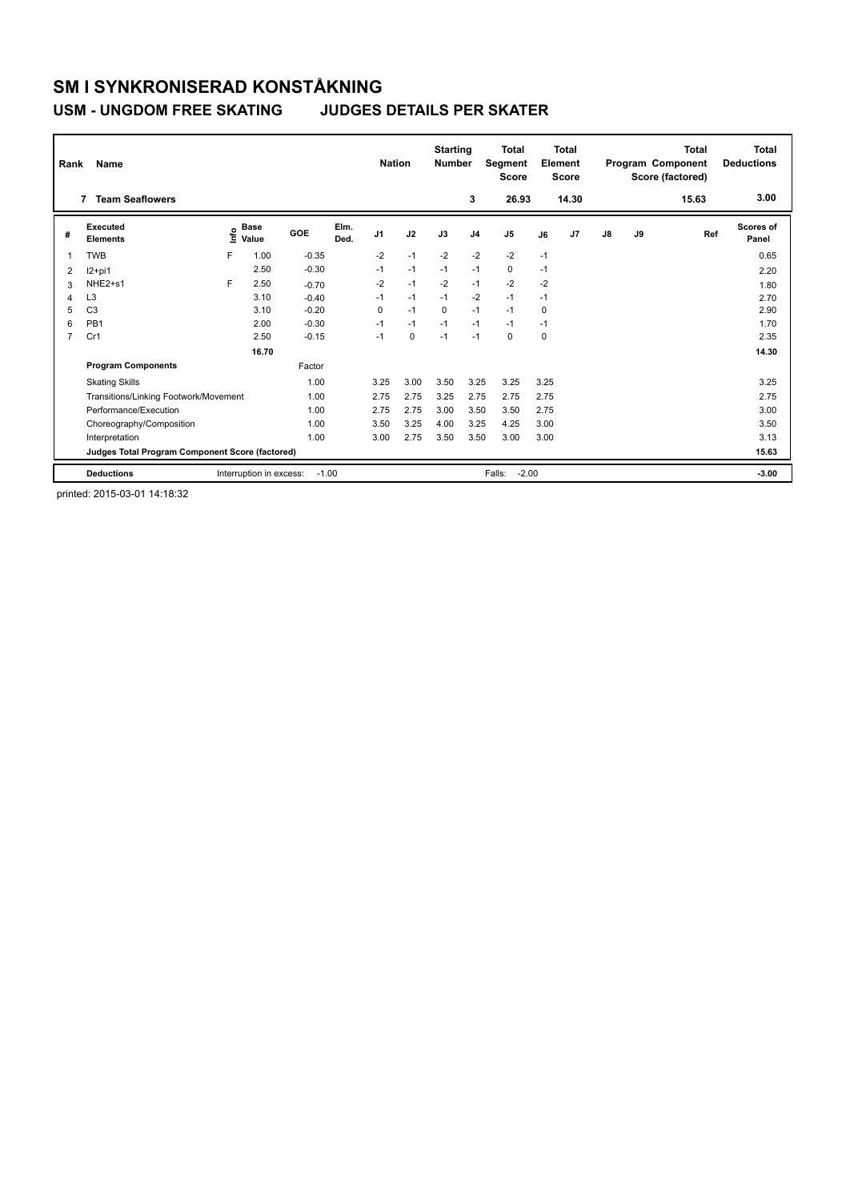# SM I SYNKRONISERAD KONSTÅKNING

## USM - UNGDOM FREE SKATING JUDGES DETAILS PER SKATER

| Rank | Name | Nation | Starting Number | Total Segment Score | Total Element Score | Total Program Component Score (factored) | Total Deductions |
|---|---|---|---|---|---|---|---|
| 7 | Team Seaflowers | | 3 | 26.93 | 14.30 | 15.63 | 3.00 |

| # | Executed Elements | Info | Base Value | GOE | Elm. Ded. | J1 | J2 | J3 | J4 | J5 | J6 | J7 | J8 | J9 | Ref | Scores of Panel |
|---|---|---|---|---|---|---|---|---|---|---|---|---|---|---|---|---|
| 1 | TWB | F | 1.00 | -0.35 | | -2 | -1 | -2 | -2 | -2 | -1 | | | | | 0.65 |
| 2 | I2+pi1 | | 2.50 | -0.30 | | -1 | -1 | -1 | -1 | 0 | -1 | | | | | 2.20 |
| 3 | NHE2+s1 | F | 2.50 | -0.70 | | -2 | -1 | -2 | -1 | -2 | -2 | | | | | 1.80 |
| 4 | L3 | | 3.10 | -0.40 | | -1 | -1 | -1 | -2 | -1 | -1 | | | | | 2.70 |
| 5 | C3 | | 3.10 | -0.20 | | 0 | -1 | 0 | -1 | -1 | 0 | | | | | 2.90 |
| 6 | PB1 | | 2.00 | -0.30 | | -1 | -1 | -1 | -1 | -1 | -1 | | | | | 1.70 |
| 7 | Cr1 | | 2.50 | -0.15 | | -1 | 0 | -1 | -1 | 0 | 0 | | | | | 2.35 |
| | | | 16.70 | | | | | | | | | | | | | 14.30 |
| | **Program Components** | | | Factor | | | | | | | | | | | | |
| | Skating Skills | | | 1.00 | | 3.25 | 3.00 | 3.50 | 3.25 | 3.25 | 3.25 | | | | | 3.25 |
| | Transitions/Linking Footwork/Movement | | | 1.00 | | 2.75 | 2.75 | 3.25 | 2.75 | 2.75 | 2.75 | | | | | 2.75 |
| | Performance/Execution | | | 1.00 | | 2.75 | 2.75 | 3.00 | 3.50 | 3.50 | 2.75 | | | | | 3.00 |
| | Choreography/Composition | | | 1.00 | | 3.50 | 3.25 | 4.00 | 3.25 | 4.25 | 3.00 | | | | | 3.50 |
| | Interpretation | | | 1.00 | | 3.00 | 2.75 | 3.50 | 3.50 | 3.00 | 3.00 | | | | | 3.13 |
| | **Judges Total Program Component Score (factored)** | | | | | | | | | | | | | | | 15.63 |
| | **Deductions** | | Interruption in excess: | -1.00 | | | | | | Falls: -2.00 | | | | | | -3.00 |

printed: 2015-03-01 14:18:32